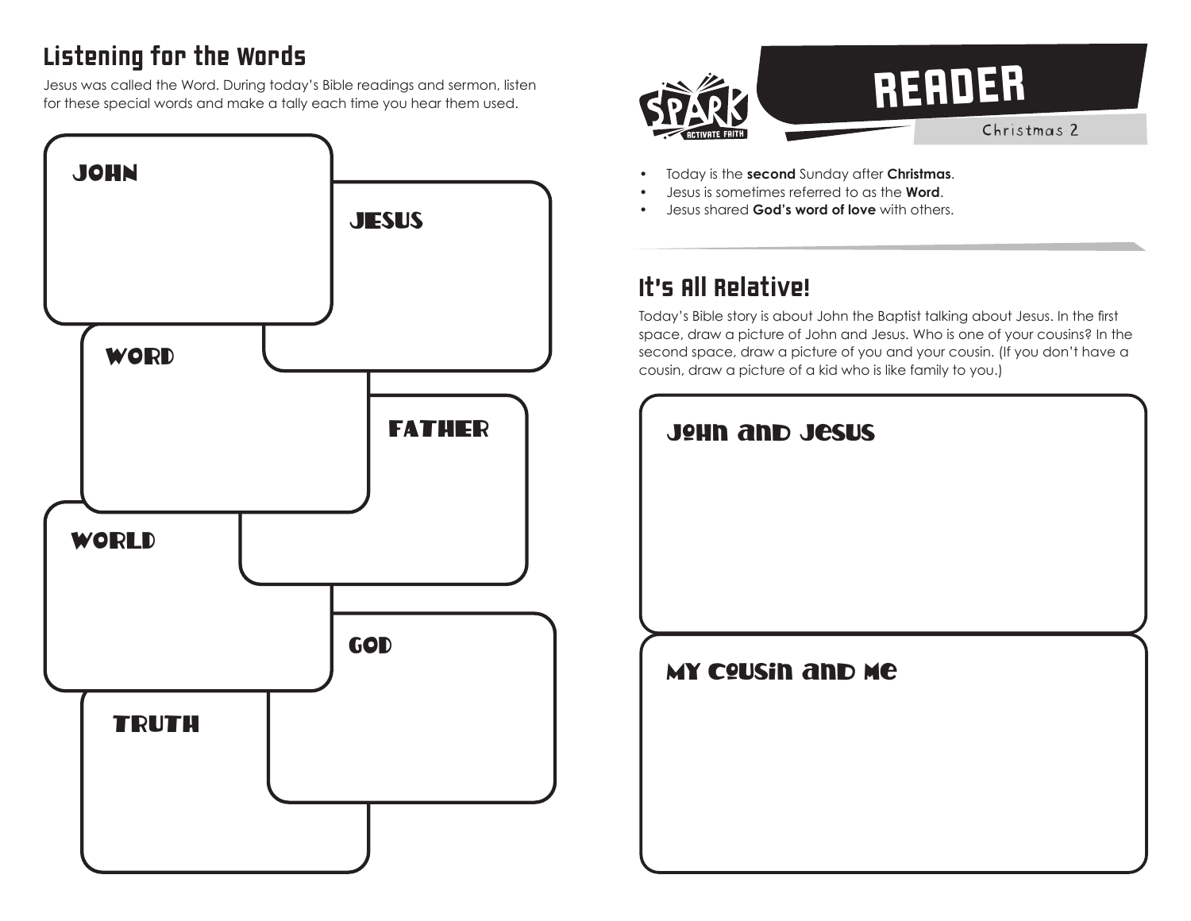## Listening for the Words

Jesus was called the Word. During today's Bible readings and sermon, listen for these special words and make a tally each time you hear them used.

JOHN

JESUS

WORD

FATHER

WORLD

GOD

TRUTH

# READER

Christmas 2

- Today is the **second** Sunday after **Christmas**.
- Jesus is sometimes referred to as the **Word**.
- Jesus shared **God's word of love** with others.

## It's All Relative!

Today's Bible story is about John the Baptist talking about Jesus. In the first space, draw a picture of John and Jesus. Who is one of your cousins? In the second space, draw a picture of you and your cousin. (If you don't have a cousin, draw a picture of a kid who is like family to you.)

John and Jesus

My Cousin and Me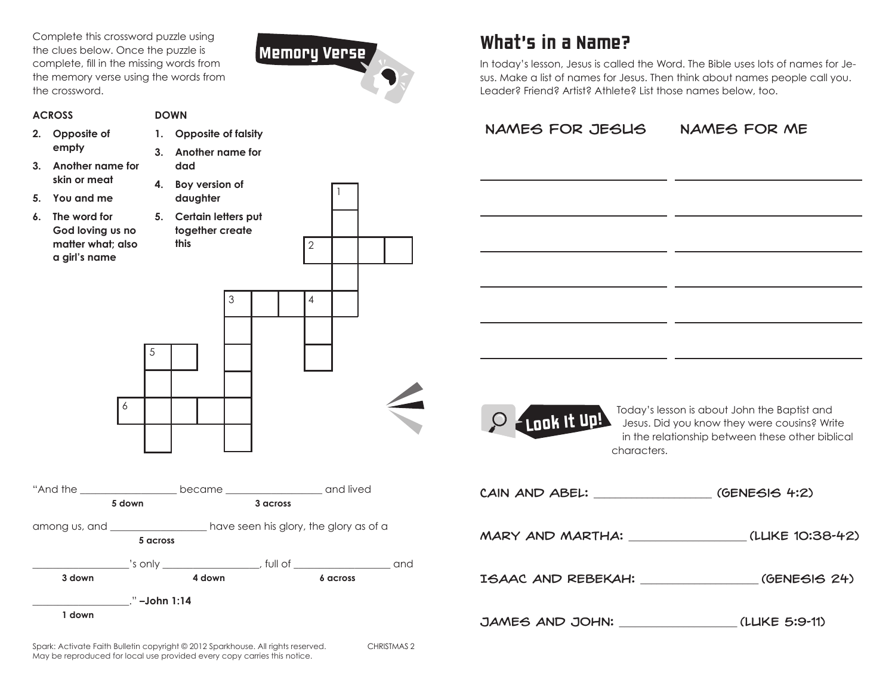Complete this crossword puzzle using the clues below. Once the puzzle is complete, fill in the missing words from the memory verse using the words from the crossword.

## Memory Verse

**ACROSS**

2. **Opposite of empty**
3. **Another name for skin or meat**
5. **You and me**
6. **The word for God loving us no matter what; also a girl's name**

**DOWN**

1. **Opposite of falsity**
3. **Another name for dad**
4. **Boy version of daughter**
5. **Certain letters put together create this**

"And the ___________ (5 down) became ___________ (3 across) and lived among us, and ___________ (5 across) have seen his glory, the glory as of a ___________ (3 down)'s only ___________ (4 down), full of ___________ (6 across) and ___________ (1 down)." **–John 1:14**

Spark: Activate Faith Bulletin copyright © 2012 Sparkhouse. All rights reserved. May be reproduced for local use provided every copy carries this notice.

CHRISTMAS 2

## What's in a Name?

In today's lesson, Jesus is called the Word. The Bible uses lots of names for Jesus. Make a list of names for Jesus. Then think about names people call you. Leader? Friend? Artist? Athlete? List those names below, too.

| NAMES FOR JESUS | NAMES FOR ME |
|---|---|
| ___________ | ___________ |
| ___________ | ___________ |
| ___________ | ___________ |
| ___________ | ___________ |
| ___________ | ___________ |
| ___________ | ___________ |

## Look It Up!

Today's lesson is about John the Baptist and Jesus. Did you know they were cousins? Write in the relationship between these other biblical characters.

CAIN AND ABEL: ___________ (GENESIS 4:2)

MARY AND MARTHA: ___________ (LUKE 10:38-42)

ISAAC AND REBEKAH: ___________ (GENESIS 24)

JAMES AND JOHN: ___________ (LUKE 5:9-11)